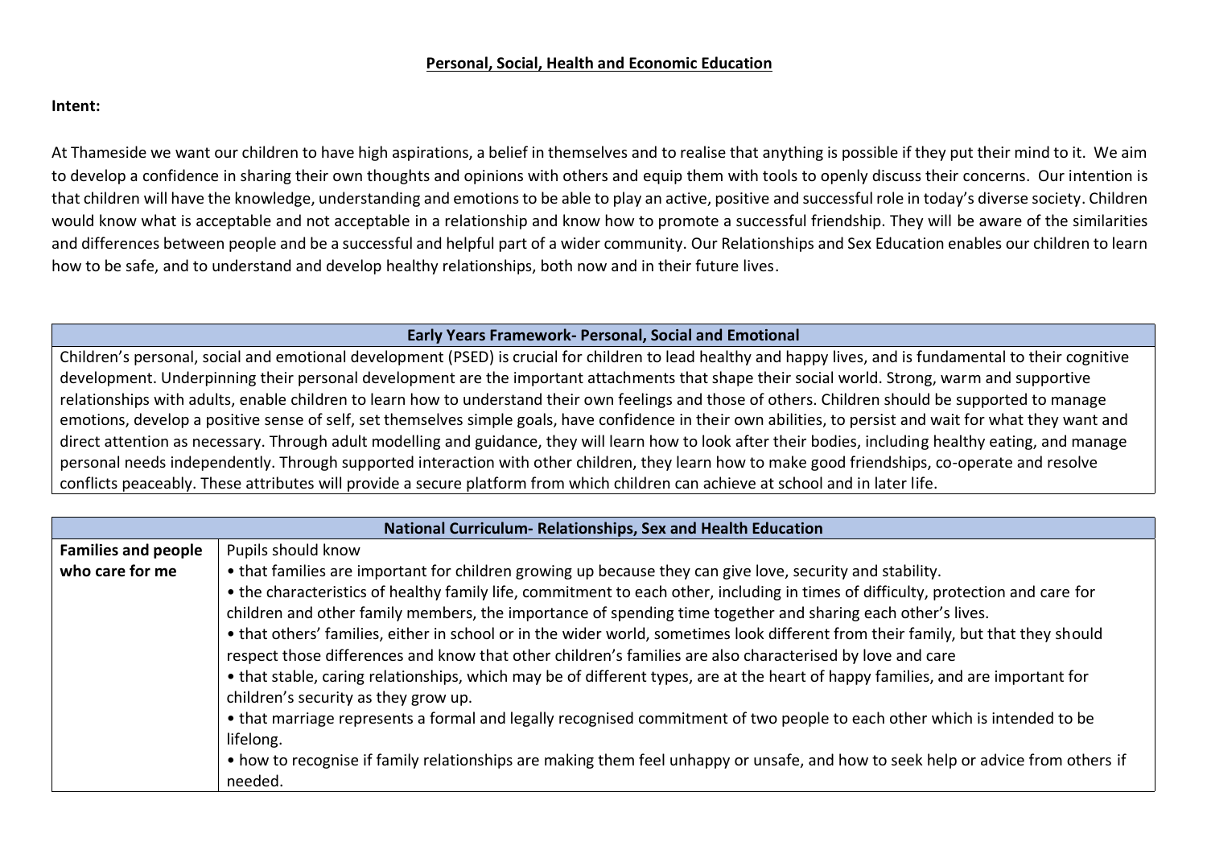# Personal, Social, Health and Economic Education

**Intent:**

At Thameside we want our children to have high aspirations, a belief in themselves and to realise that anything is possible if they put their mind to it. We aim to develop a confidence in sharing their own thoughts and opinions with others and equip them with tools to openly discuss their concerns. Our intention is that children will have the knowledge, understanding and emotions to be able to play an active, positive and successful role in today's diverse society. Children would know what is acceptable and not acceptable in a relationship and know how to promote a successful friendship. They will be aware of the similarities and differences between people and be a successful and helpful part of a wider community. Our Relationships and Sex Education enables our children to learn how to be safe, and to understand and develop healthy relationships, both now and in their future lives.

| Early Years Framework- Personal, Social and Emotional |
|---|
| Children's personal, social and emotional development (PSED) is crucial for children to lead healthy and happy lives, and is fundamental to their cognitive development. Underpinning their personal development are the important attachments that shape their social world. Strong, warm and supportive relationships with adults, enable children to learn how to understand their own feelings and those of others. Children should be supported to manage emotions, develop a positive sense of self, set themselves simple goals, have confidence in their own abilities, to persist and wait for what they want and direct attention as necessary. Through adult modelling and guidance, they will learn how to look after their bodies, including healthy eating, and manage personal needs independently. Through supported interaction with other children, they learn how to make good friendships, co-operate and resolve conflicts peaceably. These attributes will provide a secure platform from which children can achieve at school and in later life. |

| National Curriculum- Relationships, Sex and Health Education | |
|---|---|
| **Families and people who care for me** | Pupils should know<br>• that families are important for children growing up because they can give love, security and stability.<br>• the characteristics of healthy family life, commitment to each other, including in times of difficulty, protection and care for children and other family members, the importance of spending time together and sharing each other's lives.<br>• that others' families, either in school or in the wider world, sometimes look different from their family, but that they should respect those differences and know that other children's families are also characterised by love and care<br>• that stable, caring relationships, which may be of different types, are at the heart of happy families, and are important for children's security as they grow up.<br>• that marriage represents a formal and legally recognised commitment of two people to each other which is intended to be lifelong.<br>• how to recognise if family relationships are making them feel unhappy or unsafe, and how to seek help or advice from others if needed. |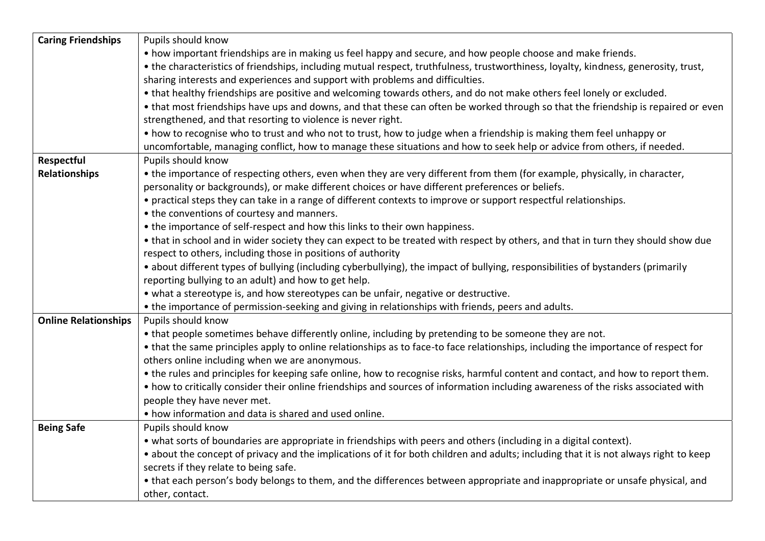| | |
|---|---|
| **Caring Friendships** | Pupils should know<br>• how important friendships are in making us feel happy and secure, and how people choose and make friends.<br>• the characteristics of friendships, including mutual respect, truthfulness, trustworthiness, loyalty, kindness, generosity, trust, sharing interests and experiences and support with problems and difficulties.<br>• that healthy friendships are positive and welcoming towards others, and do not make others feel lonely or excluded.<br>• that most friendships have ups and downs, and that these can often be worked through so that the friendship is repaired or even strengthened, and that resorting to violence is never right.<br>• how to recognise who to trust and who not to trust, how to judge when a friendship is making them feel unhappy or uncomfortable, managing conflict, how to manage these situations and how to seek help or advice from others, if needed. |
| **Respectful Relationships** | Pupils should know<br>• the importance of respecting others, even when they are very different from them (for example, physically, in character, personality or backgrounds), or make different choices or have different preferences or beliefs.<br>• practical steps they can take in a range of different contexts to improve or support respectful relationships.<br>• the conventions of courtesy and manners.<br>• the importance of self-respect and how this links to their own happiness.<br>• that in school and in wider society they can expect to be treated with respect by others, and that in turn they should show due respect to others, including those in positions of authority<br>• about different types of bullying (including cyberbullying), the impact of bullying, responsibilities of bystanders (primarily reporting bullying to an adult) and how to get help.<br>• what a stereotype is, and how stereotypes can be unfair, negative or destructive.<br>• the importance of permission-seeking and giving in relationships with friends, peers and adults. |
| **Online Relationships** | Pupils should know<br>• that people sometimes behave differently online, including by pretending to be someone they are not.<br>• that the same principles apply to online relationships as to face-to face relationships, including the importance of respect for others online including when we are anonymous.<br>• the rules and principles for keeping safe online, how to recognise risks, harmful content and contact, and how to report them.<br>• how to critically consider their online friendships and sources of information including awareness of the risks associated with people they have never met.<br>• how information and data is shared and used online. |
| **Being Safe** | Pupils should know<br>• what sorts of boundaries are appropriate in friendships with peers and others (including in a digital context).<br>• about the concept of privacy and the implications of it for both children and adults; including that it is not always right to keep secrets if they relate to being safe.<br>• that each person's body belongs to them, and the differences between appropriate and inappropriate or unsafe physical, and other, contact. |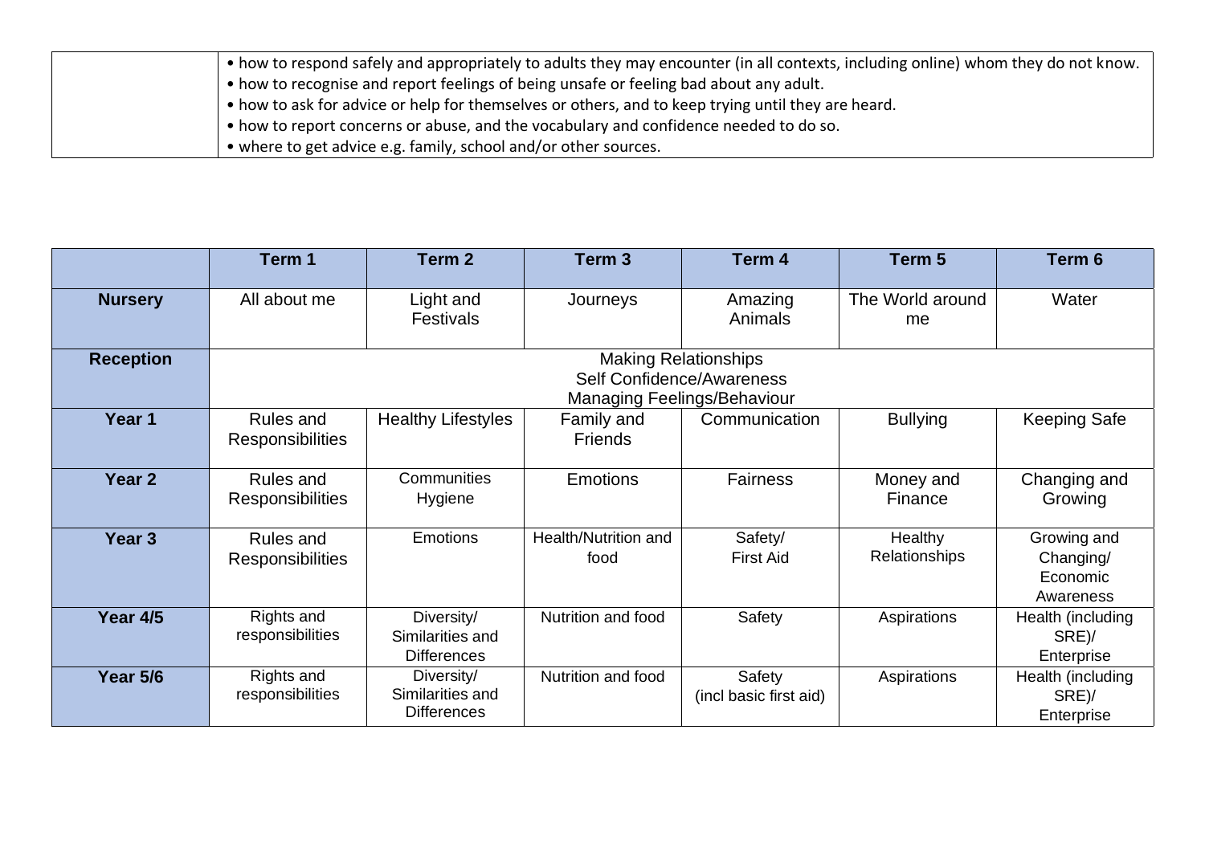| | |
|---|---|
| | • how to respond safely and appropriately to adults they may encounter (in all contexts, including online) whom they do not know.<br>• how to recognise and report feelings of being unsafe or feeling bad about any adult.<br>• how to ask for advice or help for themselves or others, and to keep trying until they are heard.<br>• how to report concerns or abuse, and the vocabulary and confidence needed to do so.<br>• where to get advice e.g. family, school and/or other sources. |

| | Term 1 | Term 2 | Term 3 | Term 4 | Term 5 | Term 6 |
|---|---|---|---|---|---|---|
| **Nursery** | All about me | Light and Festivals | Journeys | Amazing Animals | The World around me | Water |
| **Reception** | Making Relationships<br>Self Confidence/Awareness<br>Managing Feelings/Behaviour | | | | | |
| **Year 1** | Rules and Responsibilities | Healthy Lifestyles | Family and Friends | Communication | Bullying | Keeping Safe |
| **Year 2** | Rules and Responsibilities | Communities Hygiene | Emotions | Fairness | Money and Finance | Changing and Growing |
| **Year 3** | Rules and Responsibilities | Emotions | Health/Nutrition and food | Safety/ First Aid | Healthy Relationships | Growing and Changing/ Economic Awareness |
| **Year 4/5** | Rights and responsibilities | Diversity/ Similarities and Differences | Nutrition and food | Safety | Aspirations | Health (including SRE)/ Enterprise |
| **Year 5/6** | Rights and responsibilities | Diversity/ Similarities and Differences | Nutrition and food | Safety (incl basic first aid) | Aspirations | Health (including SRE)/ Enterprise |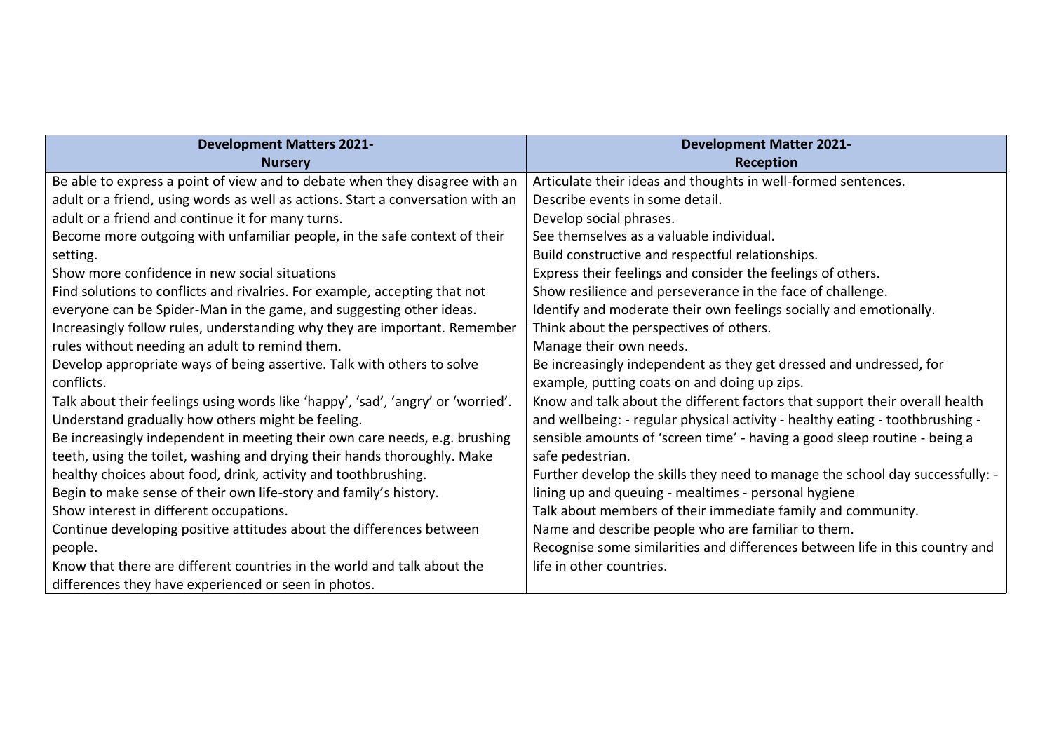| Development Matters 2021- Nursery | Development Matter 2021- Reception |
| --- | --- |
| Be able to express a point of view and to debate when they disagree with an adult or a friend, using words as well as actions. Start a conversation with an adult or a friend and continue it for many turns.<br>Become more outgoing with unfamiliar people, in the safe context of their setting.<br>Show more confidence in new social situations<br>Find solutions to conflicts and rivalries. For example, accepting that not everyone can be Spider-Man in the game, and suggesting other ideas.<br>Increasingly follow rules, understanding why they are important. Remember rules without needing an adult to remind them.<br>Develop appropriate ways of being assertive. Talk with others to solve conflicts.<br>Talk about their feelings using words like 'happy', 'sad', 'angry' or 'worried'.<br>Understand gradually how others might be feeling.<br>Be increasingly independent in meeting their own care needs, e.g. brushing teeth, using the toilet, washing and drying their hands thoroughly. Make healthy choices about food, drink, activity and toothbrushing.<br>Begin to make sense of their own life-story and family's history.<br>Show interest in different occupations.<br>Continue developing positive attitudes about the differences between people.<br>Know that there are different countries in the world and talk about the differences they have experienced or seen in photos. | Articulate their ideas and thoughts in well-formed sentences.<br>Describe events in some detail.<br>Develop social phrases.<br>See themselves as a valuable individual.<br>Build constructive and respectful relationships.<br>Express their feelings and consider the feelings of others.<br>Show resilience and perseverance in the face of challenge.<br>Identify and moderate their own feelings socially and emotionally.<br>Think about the perspectives of others.<br>Manage their own needs.<br>Be increasingly independent as they get dressed and undressed, for example, putting coats on and doing up zips.<br>Know and talk about the different factors that support their overall health and wellbeing: - regular physical activity - healthy eating - toothbrushing - sensible amounts of 'screen time' - having a good sleep routine - being a safe pedestrian.<br>Further develop the skills they need to manage the school day successfully: - lining up and queuing - mealtimes - personal hygiene<br>Talk about members of their immediate family and community.<br>Name and describe people who are familiar to them.<br>Recognise some similarities and differences between life in this country and life in other countries. |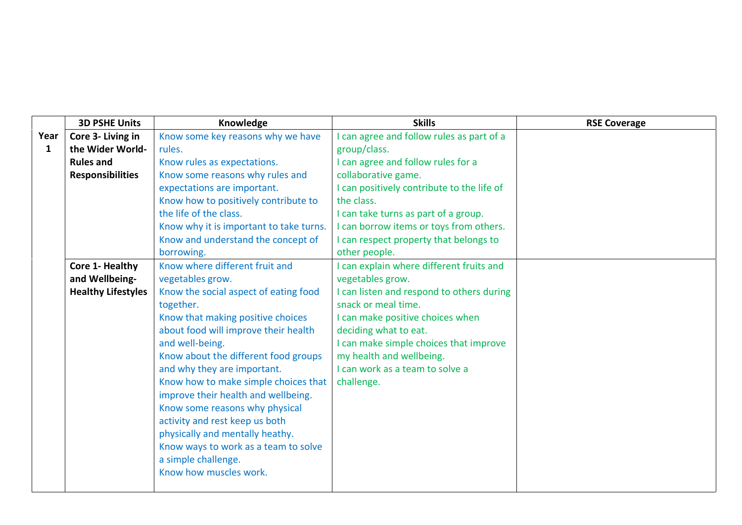| | 3D PSHE Units | Knowledge | Skills | RSE Coverage |
|---|---|---|---|---|
| **Year 1** | **Core 3- Living in the Wider World- Rules and Responsibilities** | Know some key reasons why we have rules.<br>Know rules as expectations.<br>Know some reasons why rules and expectations are important.<br>Know how to positively contribute to the life of the class.<br>Know why it is important to take turns.<br>Know and understand the concept of borrowing. | I can agree and follow rules as part of a group/class.<br>I can agree and follow rules for a collaborative game.<br>I can positively contribute to the life of the class.<br>I can take turns as part of a group.<br>I can borrow items or toys from others.<br>I can respect property that belongs to other people. | |
| | **Core 1- Healthy and Wellbeing- Healthy Lifestyles** | Know where different fruit and vegetables grow.<br>Know the social aspect of eating food together.<br>Know that making positive choices about food will improve their health and well-being.<br>Know about the different food groups and why they are important.<br>Know how to make simple choices that improve their health and wellbeing.<br>Know some reasons why physical activity and rest keep us both physically and mentally heathy.<br>Know ways to work as a team to solve a simple challenge.<br>Know how muscles work. | I can explain where different fruits and vegetables grow.<br>I can listen and respond to others during snack or meal time.<br>I can make positive choices when deciding what to eat.<br>I can make simple choices that improve my health and wellbeing.<br>I can work as a team to solve a challenge. | |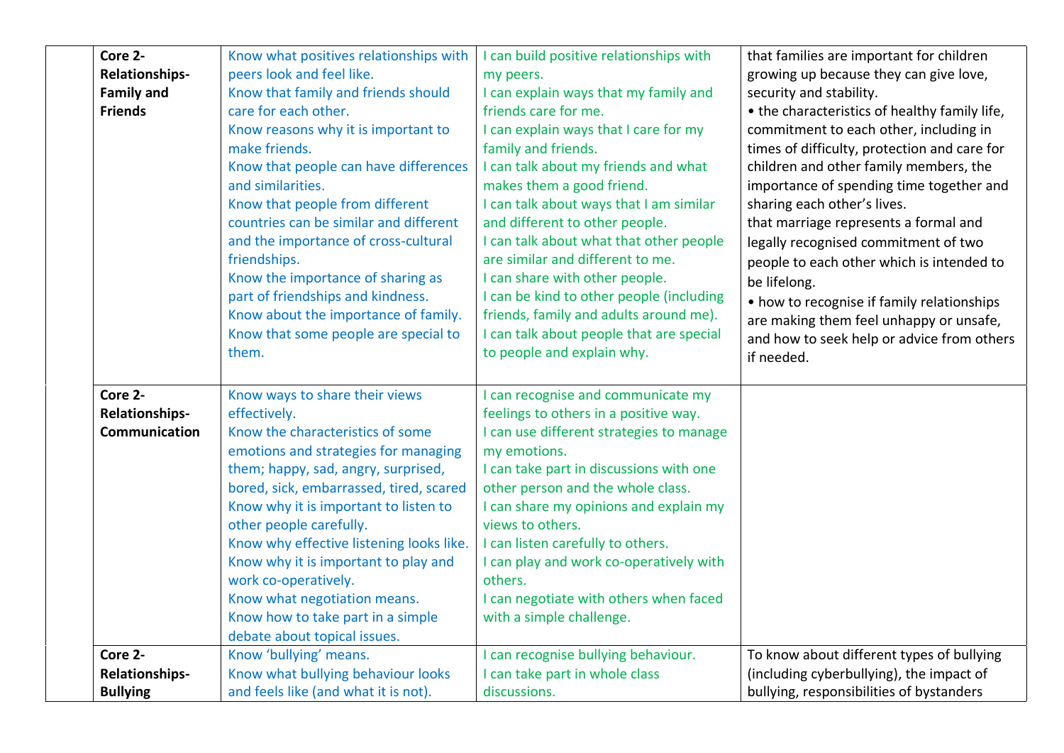| | | | | |
|---|---|---|---|---|
| | **Core 2- Relationships- Family and Friends** | Know what positives relationships with peers look and feel like.<br>Know that family and friends should care for each other.<br>Know reasons why it is important to make friends.<br>Know that people can have differences and similarities.<br>Know that people from different countries can be similar and different and the importance of cross-cultural friendships.<br>Know the importance of sharing as part of friendships and kindness.<br>Know about the importance of family.<br>Know that some people are special to them. | I can build positive relationships with my peers.<br>I can explain ways that my family and friends care for me.<br>I can explain ways that I care for my family and friends.<br>I can talk about my friends and what makes them a good friend.<br>I can talk about ways that I am similar and different to other people.<br>I can talk about what that other people are similar and different to me.<br>I can share with other people.<br>I can be kind to other people (including friends, family and adults around me).<br>I can talk about people that are special to people and explain why. | that families are important for children growing up because they can give love, security and stability.<br>• the characteristics of healthy family life, commitment to each other, including in times of difficulty, protection and care for children and other family members, the importance of spending time together and sharing each other's lives.<br>that marriage represents a formal and legally recognised commitment of two people to each other which is intended to be lifelong.<br>• how to recognise if family relationships are making them feel unhappy or unsafe, and how to seek help or advice from others if needed. |
| | **Core 2- Relationships- Communication** | Know ways to share their views effectively.<br>Know the characteristics of some emotions and strategies for managing them; happy, sad, angry, surprised, bored, sick, embarrassed, tired, scared<br>Know why it is important to listen to other people carefully.<br>Know why effective listening looks like.<br>Know why it is important to play and work co-operatively.<br>Know what negotiation means.<br>Know how to take part in a simple debate about topical issues. | I can recognise and communicate my feelings to others in a positive way.<br>I can use different strategies to manage my emotions.<br>I can take part in discussions with one other person and the whole class.<br>I can share my opinions and explain my views to others.<br>I can listen carefully to others.<br>I can play and work co-operatively with others.<br>I can negotiate with others when faced with a simple challenge. | |
| | **Core 2- Relationships- Bullying** | Know 'bullying' means.<br>Know what bullying behaviour looks and feels like (and what it is not). | I can recognise bullying behaviour.<br>I can take part in whole class discussions. | To know about different types of bullying (including cyberbullying), the impact of bullying, responsibilities of bystanders |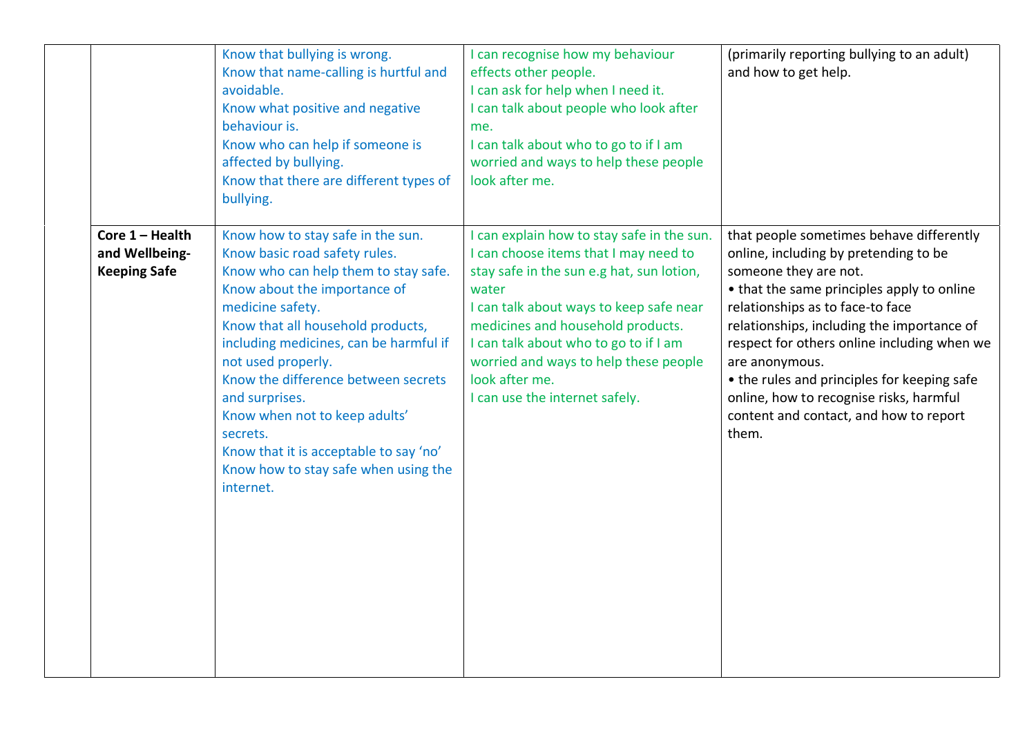| | | | | |
|---|---|---|---|---|
| | | Know that bullying is wrong.<br>Know that name-calling is hurtful and avoidable.<br>Know what positive and negative behaviour is.<br>Know who can help if someone is affected by bullying.<br>Know that there are different types of bullying. | I can recognise how my behaviour effects other people.<br>I can ask for help when I need it.<br>I can talk about people who look after me.<br>I can talk about who to go to if I am worried and ways to help these people look after me. | (primarily reporting bullying to an adult) and how to get help. |
| | **Core 1 – Health and Wellbeing- Keeping Safe** | Know how to stay safe in the sun.<br>Know basic road safety rules.<br>Know who can help them to stay safe.<br>Know about the importance of medicine safety.<br>Know that all household products, including medicines, can be harmful if not used properly.<br>Know the difference between secrets and surprises.<br>Know when not to keep adults' secrets.<br>Know that it is acceptable to say 'no'<br>Know how to stay safe when using the internet. | I can explain how to stay safe in the sun.<br>I can choose items that I may need to stay safe in the sun e.g hat, sun lotion, water<br>I can talk about ways to keep safe near medicines and household products.<br>I can talk about who to go to if I am worried and ways to help these people look after me.<br>I can use the internet safely. | that people sometimes behave differently online, including by pretending to be someone they are not.<br>• that the same principles apply to online relationships as to face-to face relationships, including the importance of respect for others online including when we are anonymous.<br>• the rules and principles for keeping safe online, how to recognise risks, harmful content and contact, and how to report them. |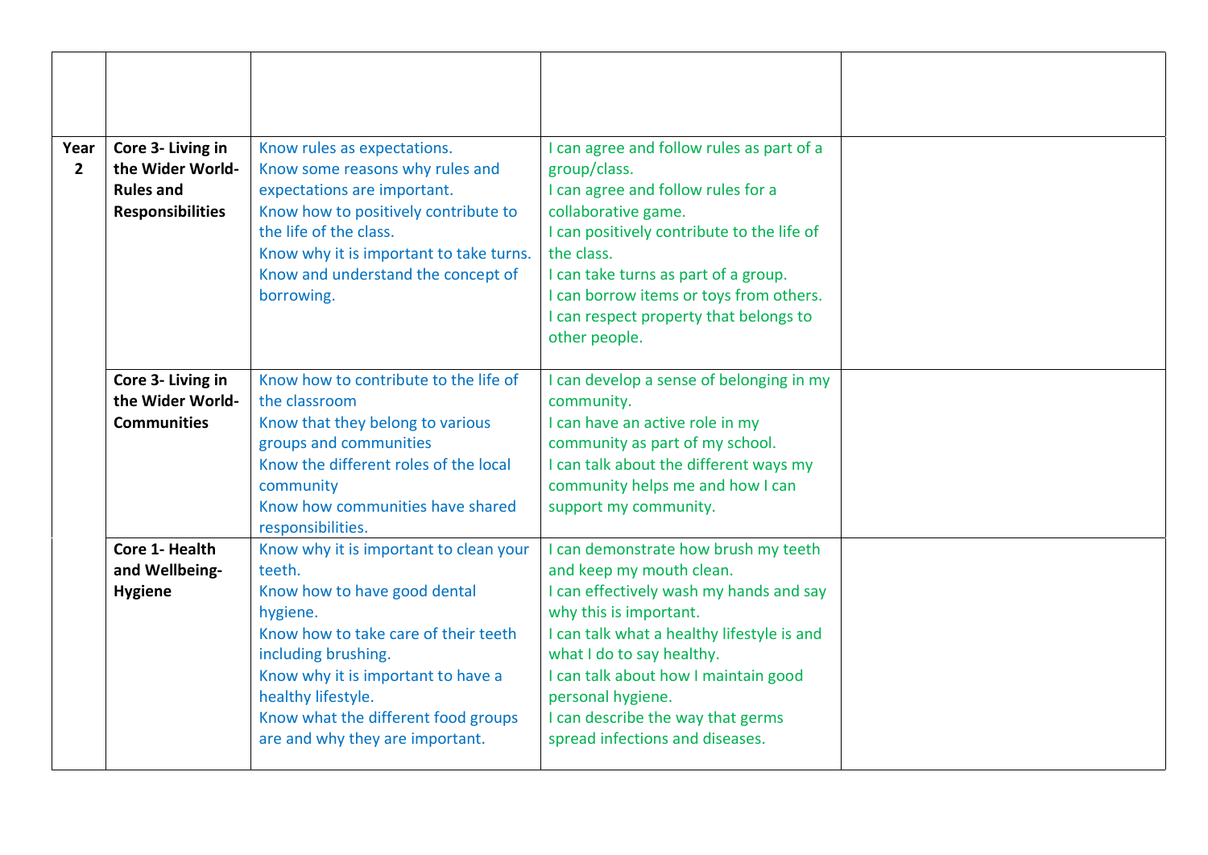| | | | | |
|---|---|---|---|---|
| | | | | |
| Year 2 | **Core 3- Living in the Wider World- Rules and Responsibilities** | Know rules as expectations.<br>Know some reasons why rules and expectations are important.<br>Know how to positively contribute to the life of the class.<br>Know why it is important to take turns.<br>Know and understand the concept of borrowing. | I can agree and follow rules as part of a group/class.<br>I can agree and follow rules for a collaborative game.<br>I can positively contribute to the life of the class.<br>I can take turns as part of a group.<br>I can borrow items or toys from others.<br>I can respect property that belongs to other people. | |
| | **Core 3- Living in the Wider World- Communities** | Know how to contribute to the life of the classroom<br>Know that they belong to various groups and communities<br>Know the different roles of the local community<br>Know how communities have shared responsibilities. | I can develop a sense of belonging in my community.<br>I can have an active role in my community as part of my school.<br>I can talk about the different ways my community helps me and how I can support my community. | |
| | **Core 1- Health and Wellbeing- Hygiene** | Know why it is important to clean your teeth.<br>Know how to have good dental hygiene.<br>Know how to take care of their teeth including brushing.<br>Know why it is important to have a healthy lifestyle.<br>Know what the different food groups are and why they are important. | I can demonstrate how brush my teeth and keep my mouth clean.<br>I can effectively wash my hands and say why this is important.<br>I can talk what a healthy lifestyle is and what I do to say healthy.<br>I can talk about how I maintain good personal hygiene.<br>I can describe the way that germs spread infections and diseases. | |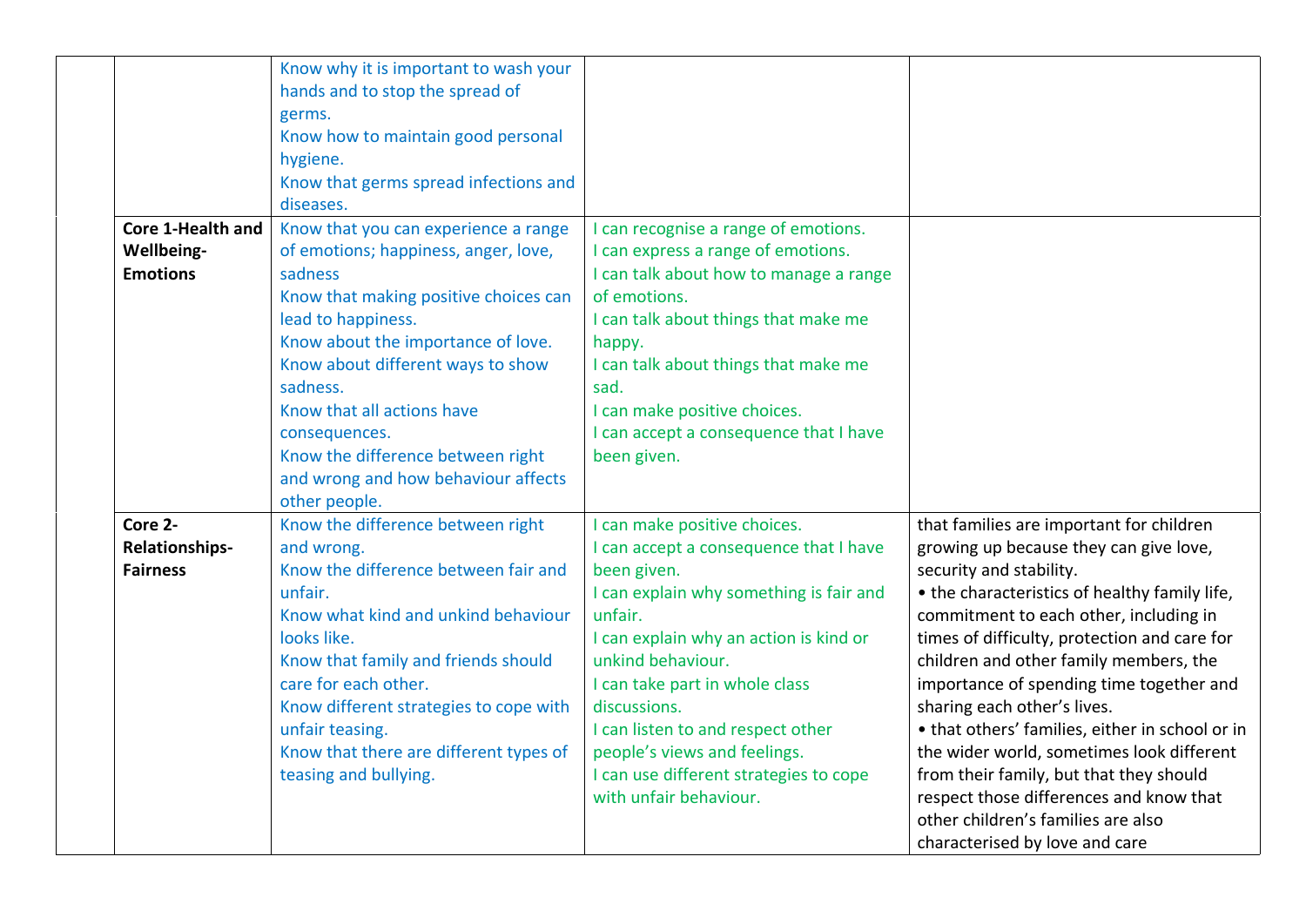|  |  |  |  |  |
|---|---|---|---|---|
|  |  | Know why it is important to wash your hands and to stop the spread of germs.<br>Know how to maintain good personal hygiene.<br>Know that germs spread infections and diseases. |  |  |
|  | **Core 1-Health and Wellbeing- Emotions** | Know that you can experience a range of emotions; happiness, anger, love, sadness<br>Know that making positive choices can lead to happiness.<br>Know about the importance of love.<br>Know about different ways to show sadness.<br>Know that all actions have consequences.<br>Know the difference between right and wrong and how behaviour affects other people. | I can recognise a range of emotions.<br>I can express a range of emotions.<br>I can talk about how to manage a range of emotions.<br>I can talk about things that make me happy.<br>I can talk about things that make me sad.<br>I can make positive choices.<br>I can accept a consequence that I have been given. |  |
|  | **Core 2- Relationships- Fairness** | Know the difference between right and wrong.<br>Know the difference between fair and unfair.<br>Know what kind and unkind behaviour looks like.<br>Know that family and friends should care for each other.<br>Know different strategies to cope with unfair teasing.<br>Know that there are different types of teasing and bullying. | I can make positive choices.<br>I can accept a consequence that I have been given.<br>I can explain why something is fair and unfair.<br>I can explain why an action is kind or unkind behaviour.<br>I can take part in whole class discussions.<br>I can listen to and respect other people's views and feelings.<br>I can use different strategies to cope with unfair behaviour. | that families are important for children growing up because they can give love, security and stability.<br>• the characteristics of healthy family life, commitment to each other, including in times of difficulty, protection and care for children and other family members, the importance of spending time together and sharing each other's lives.<br>• that others' families, either in school or in the wider world, sometimes look different from their family, but that they should respect those differences and know that other children's families are also characterised by love and care |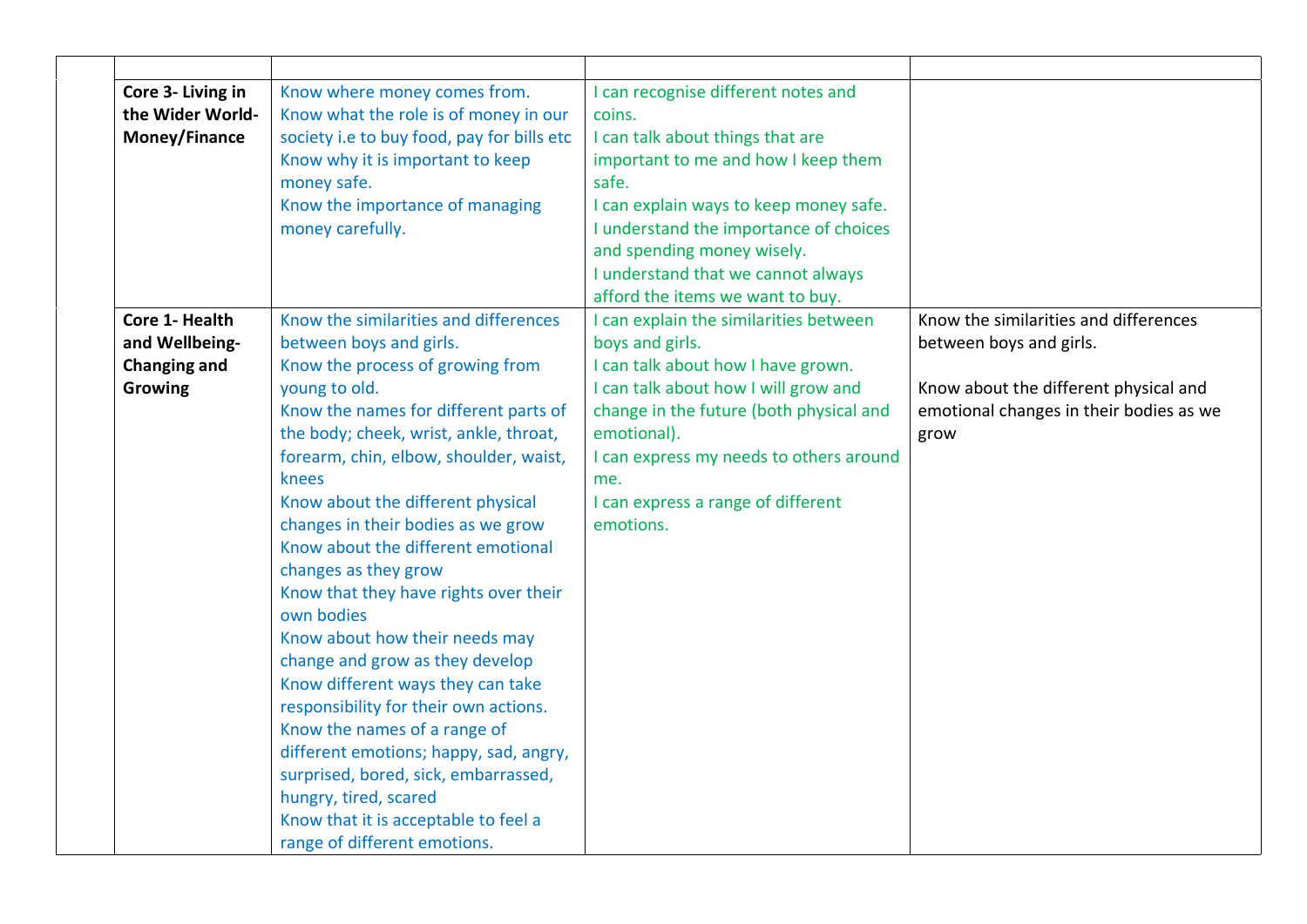| | | | | |
|---|---|---|---|---|
| | **Core 3- Living in the Wider World- Money/Finance** | Know where money comes from.<br>Know what the role is of money in our society i.e to buy food, pay for bills etc<br>Know why it is important to keep money safe.<br>Know the importance of managing money carefully. | I can recognise different notes and coins.<br>I can talk about things that are important to me and how I keep them safe.<br>I can explain ways to keep money safe.<br>I understand the importance of choices and spending money wisely.<br>I understand that we cannot always afford the items we want to buy. | |
| | **Core 1- Health and Wellbeing- Changing and Growing** | Know the similarities and differences between boys and girls.<br>Know the process of growing from young to old.<br>Know the names for different parts of the body; cheek, wrist, ankle, throat, forearm, chin, elbow, shoulder, waist, knees<br>Know about the different physical changes in their bodies as we grow<br>Know about the different emotional changes as they grow<br>Know that they have rights over their own bodies<br>Know about how their needs may change and grow as they develop<br>Know different ways they can take responsibility for their own actions.<br>Know the names of a range of different emotions; happy, sad, angry, surprised, bored, sick, embarrassed, hungry, tired, scared<br>Know that it is acceptable to feel a range of different emotions. | I can explain the similarities between boys and girls.<br>I can talk about how I have grown.<br>I can talk about how I will grow and change in the future (both physical and emotional).<br>I can express my needs to others around me.<br>I can express a range of different emotions. | Know the similarities and differences between boys and girls.<br><br>Know about the different physical and emotional changes in their bodies as we grow |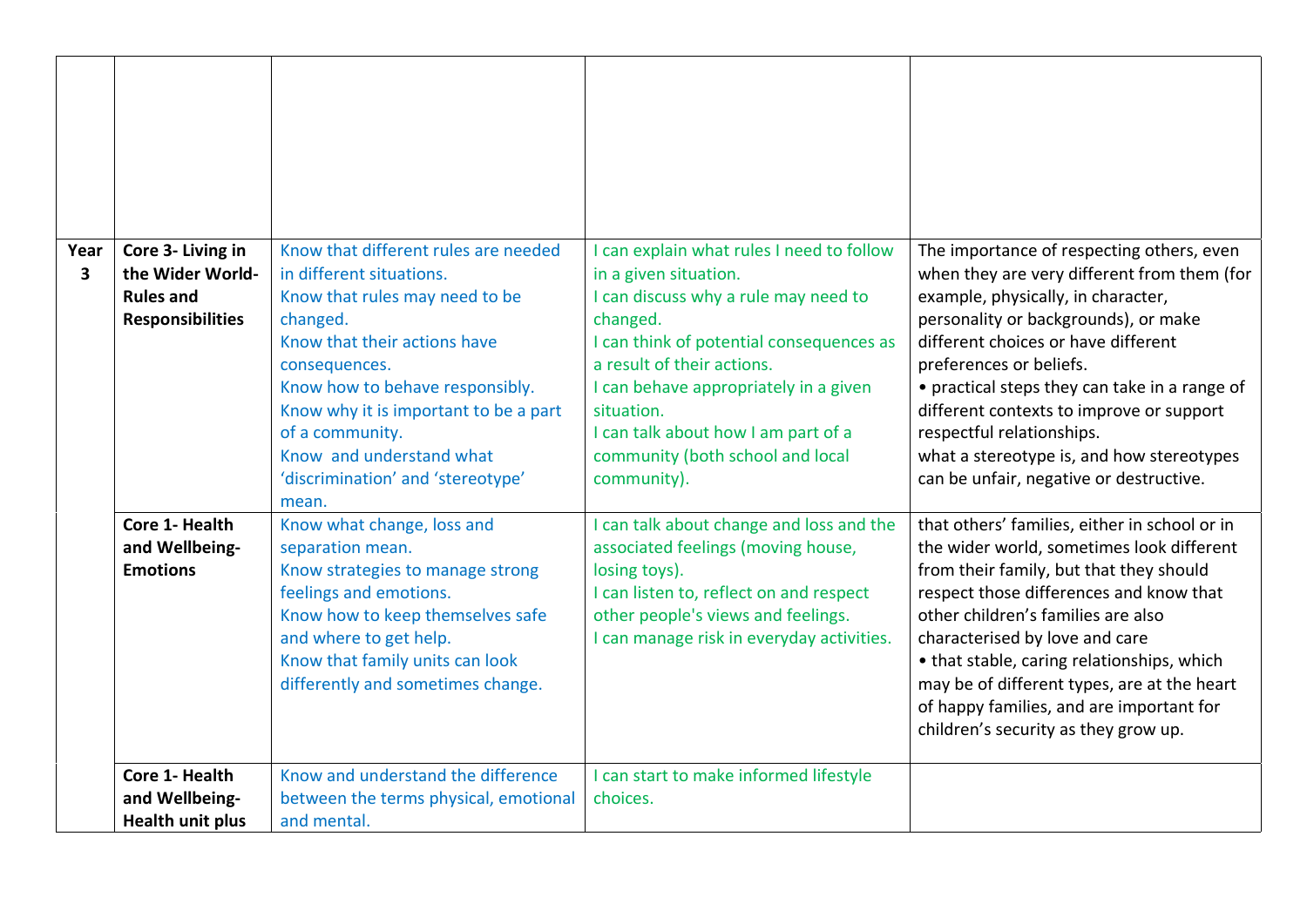| | | | | |
|---|---|---|---|---|
| | | | | |
| **Year 3** | **Core 3- Living in the Wider World- Rules and Responsibilities** | Know that different rules are needed in different situations.<br>Know that rules may need to be changed.<br>Know that their actions have consequences.<br>Know how to behave responsibly.<br>Know why it is important to be a part of a community.<br>Know and understand what 'discrimination' and 'stereotype' mean. | I can explain what rules I need to follow in a given situation.<br>I can discuss why a rule may need to changed.<br>I can think of potential consequences as a result of their actions.<br>I can behave appropriately in a given situation.<br>I can talk about how I am part of a community (both school and local community). | The importance of respecting others, even when they are very different from them (for example, physically, in character, personality or backgrounds), or make different choices or have different preferences or beliefs.<br>• practical steps they can take in a range of different contexts to improve or support respectful relationships.<br>what a stereotype is, and how stereotypes can be unfair, negative or destructive. |
| | **Core 1- Health and Wellbeing- Emotions** | Know what change, loss and separation mean.<br>Know strategies to manage strong feelings and emotions.<br>Know how to keep themselves safe and where to get help.<br>Know that family units can look differently and sometimes change. | I can talk about change and loss and the associated feelings (moving house, losing toys).<br>I can listen to, reflect on and respect other people's views and feelings.<br>I can manage risk in everyday activities. | that others' families, either in school or in the wider world, sometimes look different from their family, but that they should respect those differences and know that other children's families are also characterised by love and care<br>• that stable, caring relationships, which may be of different types, are at the heart of happy families, and are important for children's security as they grow up. |
| | **Core 1- Health and Wellbeing- Health unit plus** | Know and understand the difference between the terms physical, emotional and mental. | I can start to make informed lifestyle choices. | |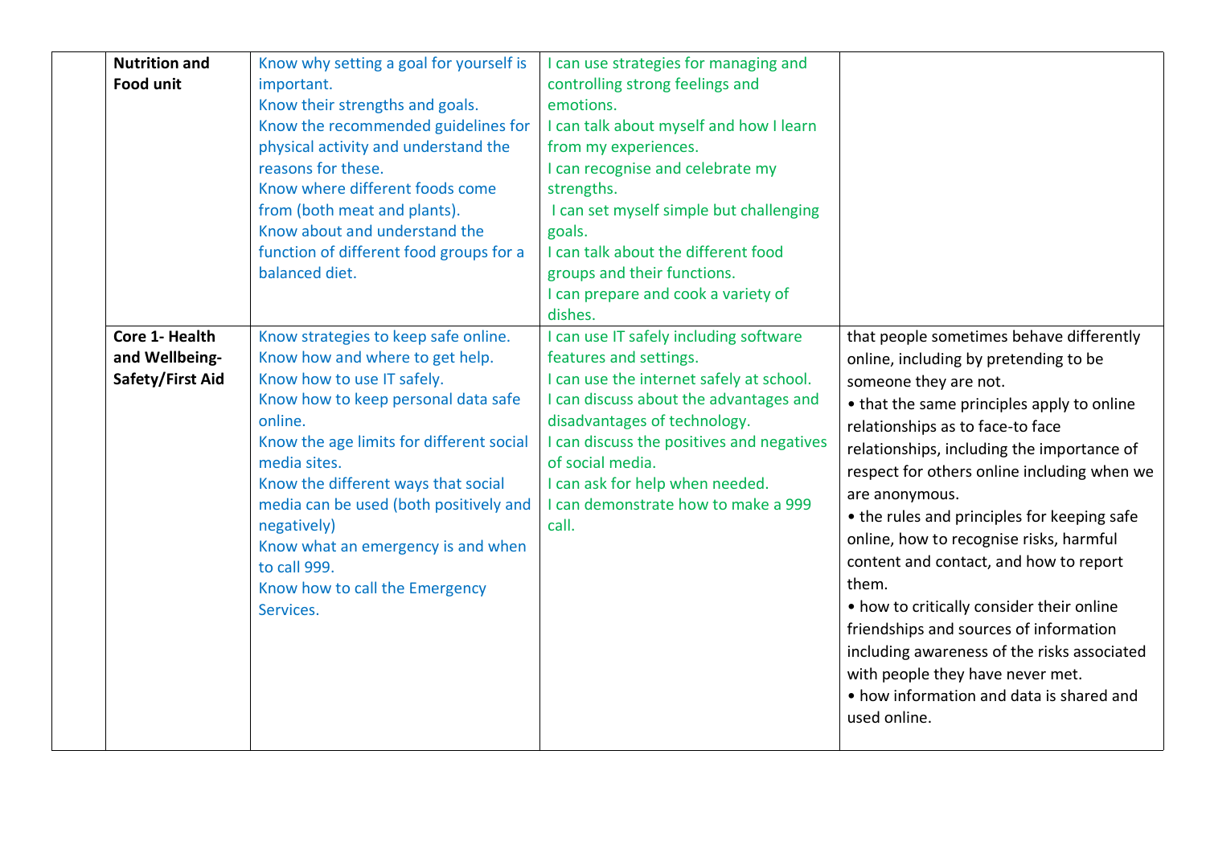| | | | | |
|---|---|---|---|---|
| | **Nutrition and Food unit** | Know why setting a goal for yourself is important.<br>Know their strengths and goals.<br>Know the recommended guidelines for physical activity and understand the reasons for these.<br>Know where different foods come from (both meat and plants).<br>Know about and understand the function of different food groups for a balanced diet. | I can use strategies for managing and controlling strong feelings and emotions.<br>I can talk about myself and how I learn from my experiences.<br>I can recognise and celebrate my strengths.<br>I can set myself simple but challenging goals.<br>I can talk about the different food groups and their functions.<br>I can prepare and cook a variety of dishes. | |
| | **Core 1- Health and Wellbeing-Safety/First Aid** | Know strategies to keep safe online.<br>Know how and where to get help.<br>Know how to use IT safely.<br>Know how to keep personal data safe online.<br>Know the age limits for different social media sites.<br>Know the different ways that social media can be used (both positively and negatively)<br>Know what an emergency is and when to call 999.<br>Know how to call the Emergency Services. | I can use IT safely including software features and settings.<br>I can use the internet safely at school.<br>I can discuss about the advantages and disadvantages of technology.<br>I can discuss the positives and negatives of social media.<br>I can ask for help when needed.<br>I can demonstrate how to make a 999 call. | that people sometimes behave differently online, including by pretending to be someone they are not.<br>• that the same principles apply to online relationships as to face-to face relationships, including the importance of respect for others online including when we are anonymous.<br>• the rules and principles for keeping safe online, how to recognise risks, harmful content and contact, and how to report them.<br>• how to critically consider their online friendships and sources of information including awareness of the risks associated with people they have never met.<br>• how information and data is shared and used online. |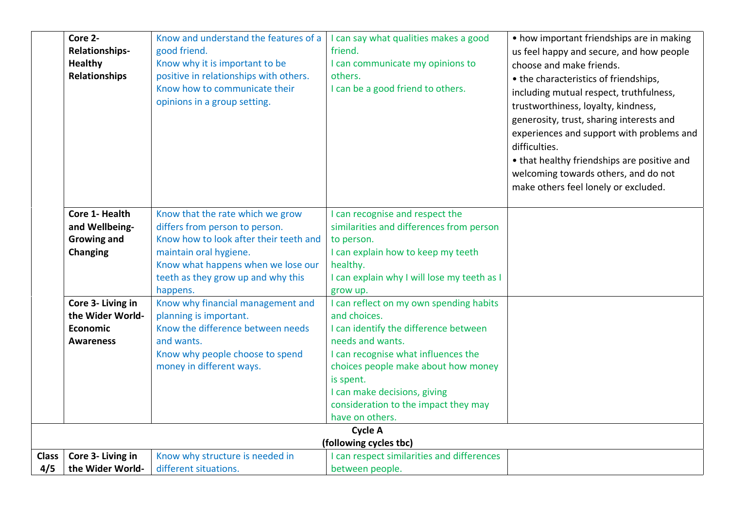| | | | | |
|---|---|---|---|---|
| | **Core 2- Relationships- Healthy Relationships** | Know and understand the features of a good friend.<br>Know why it is important to be positive in relationships with others.<br>Know how to communicate their opinions in a group setting. | I can say what qualities makes a good friend.<br>I can communicate my opinions to others.<br>I can be a good friend to others. | • how important friendships are in making us feel happy and secure, and how people choose and make friends.<br>• the characteristics of friendships, including mutual respect, truthfulness, trustworthiness, loyalty, kindness, generosity, trust, sharing interests and experiences and support with problems and difficulties.<br>• that healthy friendships are positive and welcoming towards others, and do not make others feel lonely or excluded. |
| | **Core 1- Health and Wellbeing- Growing and Changing** | Know that the rate which we grow differs from person to person.<br>Know how to look after their teeth and maintain oral hygiene.<br>Know what happens when we lose our teeth as they grow up and why this happens. | I can recognise and respect the similarities and differences from person to person.<br>I can explain how to keep my teeth healthy.<br>I can explain why I will lose my teeth as I grow up. | |
| | **Core 3- Living in the Wider World- Economic Awareness** | Know why financial management and planning is important.<br>Know the difference between needs and wants.<br>Know why people choose to spend money in different ways. | I can reflect on my own spending habits and choices.<br>I can identify the difference between needs and wants.<br>I can recognise what influences the choices people make about how money is spent.<br>I can make decisions, giving consideration to the impact they may have on others. | |
| **Cycle A (following cycles tbc)** | | | | |
| **Class 4/5** | **Core 3- Living in the Wider World-** | Know why structure is needed in different situations. | I can respect similarities and differences between people. | |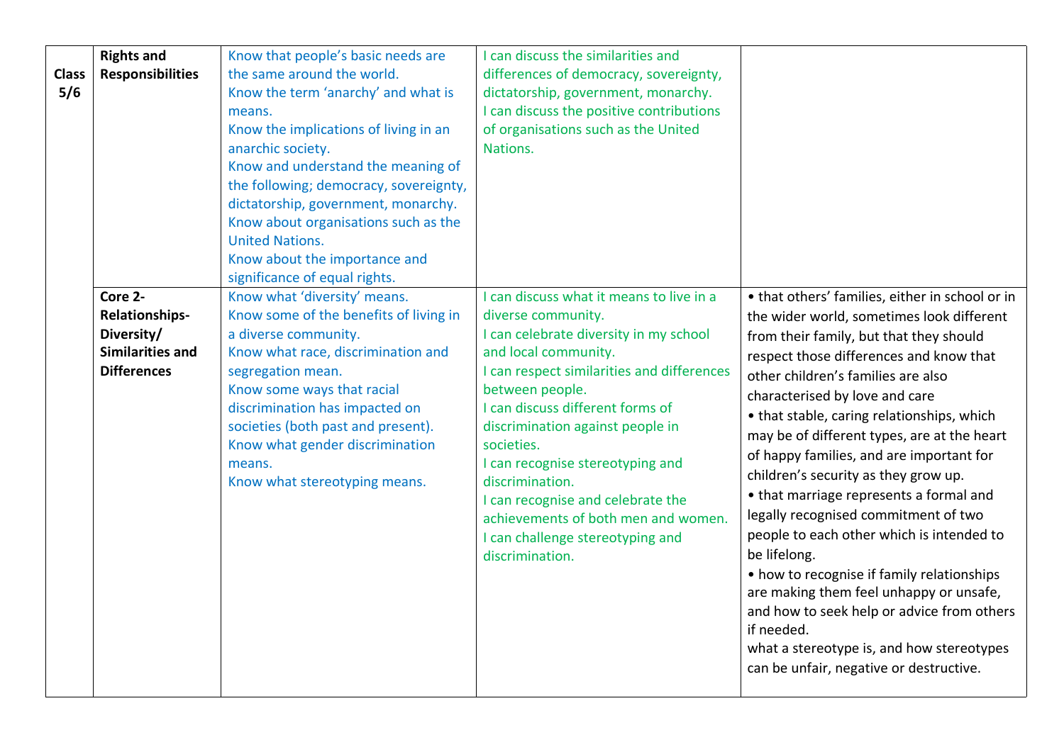| | | | | |
|---|---|---|---|---|
| **Class 5/6** | **Rights and Responsibilities** | Know that people's basic needs are the same around the world.<br>Know the term 'anarchy' and what is means.<br>Know the implications of living in an anarchic society.<br>Know and understand the meaning of the following; democracy, sovereignty, dictatorship, government, monarchy.<br>Know about organisations such as the United Nations.<br>Know about the importance and significance of equal rights. | I can discuss the similarities and differences of democracy, sovereignty, dictatorship, government, monarchy.<br>I can discuss the positive contributions of organisations such as the United Nations. | |
| | **Core 2- Relationships- Diversity/ Similarities and Differences** | Know what 'diversity' means.<br>Know some of the benefits of living in a diverse community.<br>Know what race, discrimination and segregation mean.<br>Know some ways that racial discrimination has impacted on societies (both past and present).<br>Know what gender discrimination means.<br>Know what stereotyping means. | I can discuss what it means to live in a diverse community.<br>I can celebrate diversity in my school and local community.<br>I can respect similarities and differences between people.<br>I can discuss different forms of discrimination against people in societies.<br>I can recognise stereotyping and discrimination.<br>I can recognise and celebrate the achievements of both men and women.<br>I can challenge stereotyping and discrimination. | • that others' families, either in school or in the wider world, sometimes look different from their family, but that they should respect those differences and know that other children's families are also characterised by love and care<br>• that stable, caring relationships, which may be of different types, are at the heart of happy families, and are important for children's security as they grow up.<br>• that marriage represents a formal and legally recognised commitment of two people to each other which is intended to be lifelong.<br>• how to recognise if family relationships are making them feel unhappy or unsafe, and how to seek help or advice from others if needed.<br>what a stereotype is, and how stereotypes can be unfair, negative or destructive. |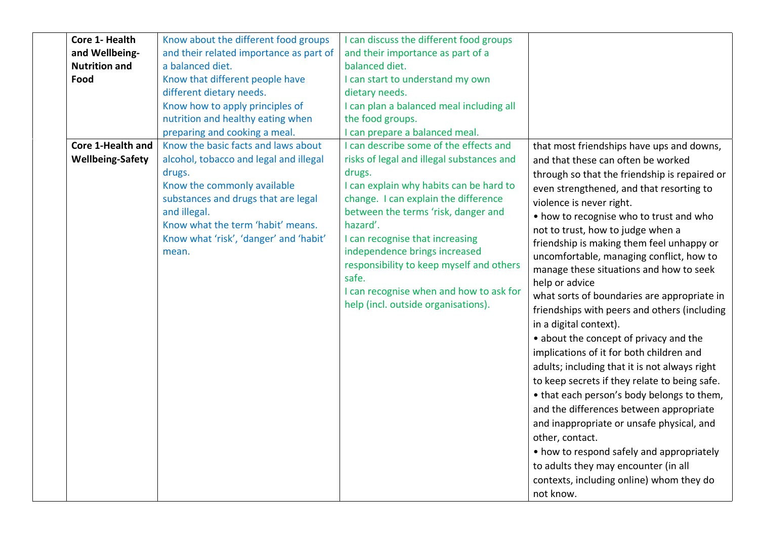|  |  |  |  |  |
|---|---|---|---|---|
|  | **Core 1- Health and Wellbeing-Nutrition and Food** | Know about the different food groups and their related importance as part of a balanced diet.<br>Know that different people have different dietary needs.<br>Know how to apply principles of nutrition and healthy eating when preparing and cooking a meal. | I can discuss the different food groups and their importance as part of a balanced diet.<br>I can start to understand my own dietary needs.<br>I can plan a balanced meal including all the food groups.<br>I can prepare a balanced meal. |  |
|  | **Core 1-Health and Wellbeing-Safety** | Know the basic facts and laws about alcohol, tobacco and legal and illegal drugs.<br>Know the commonly available substances and drugs that are legal and illegal.<br>Know what the term 'habit' means.<br>Know what 'risk', 'danger' and 'habit' mean. | I can describe some of the effects and risks of legal and illegal substances and drugs.<br>I can explain why habits can be hard to change. I can explain the difference between the terms 'risk, danger and hazard'.<br>I can recognise that increasing independence brings increased responsibility to keep myself and others safe.<br>I can recognise when and how to ask for help (incl. outside organisations). | that most friendships have ups and downs, and that these can often be worked through so that the friendship is repaired or even strengthened, and that resorting to violence is never right.<br>• how to recognise who to trust and who not to trust, how to judge when a friendship is making them feel unhappy or uncomfortable, managing conflict, how to manage these situations and how to seek help or advice<br>what sorts of boundaries are appropriate in friendships with peers and others (including in a digital context).<br>• about the concept of privacy and the implications of it for both children and adults; including that it is not always right to keep secrets if they relate to being safe.<br>• that each person's body belongs to them, and the differences between appropriate and inappropriate or unsafe physical, and other, contact.<br>• how to respond safely and appropriately to adults they may encounter (in all contexts, including online) whom they do not know. |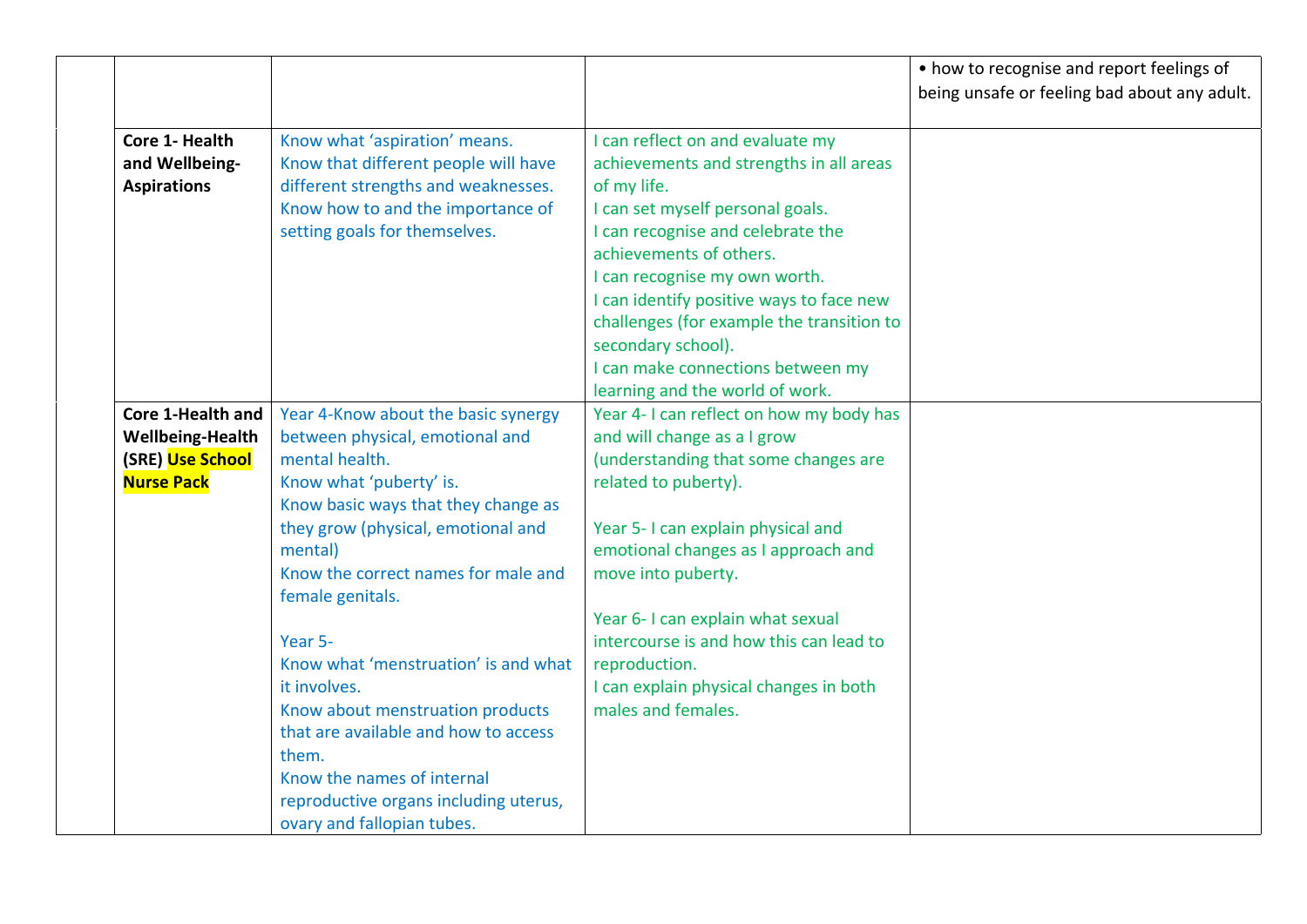|  |  |  |  |  |
|---|---|---|---|---|
|  |  |  |  | • how to recognise and report feelings of being unsafe or feeling bad about any adult. |
|  | **Core 1- Health and Wellbeing- Aspirations** | Know what 'aspiration' means.<br>Know that different people will have different strengths and weaknesses.<br>Know how to and the importance of setting goals for themselves. | I can reflect on and evaluate my achievements and strengths in all areas of my life.<br>I can set myself personal goals.<br>I can recognise and celebrate the achievements of others.<br>I can recognise my own worth.<br>I can identify positive ways to face new challenges (for example the transition to secondary school).<br>I can make connections between my learning and the world of work. |  |
|  | **Core 1-Health and Wellbeing-Health (SRE) Use School Nurse Pack** | Year 4-Know about the basic synergy between physical, emotional and mental health.<br>Know what 'puberty' is.<br>Know basic ways that they change as they grow (physical, emotional and mental)<br>Know the correct names for male and female genitals.<br><br>Year 5-<br>Know what 'menstruation' is and what it involves.<br>Know about menstruation products that are available and how to access them.<br>Know the names of internal reproductive organs including uterus, ovary and fallopian tubes. | Year 4- I can reflect on how my body has and will change as a I grow (understanding that some changes are related to puberty).<br><br>Year 5- I can explain physical and emotional changes as I approach and move into puberty.<br><br>Year 6- I can explain what sexual intercourse is and how this can lead to reproduction.<br>I can explain physical changes in both males and females. |  |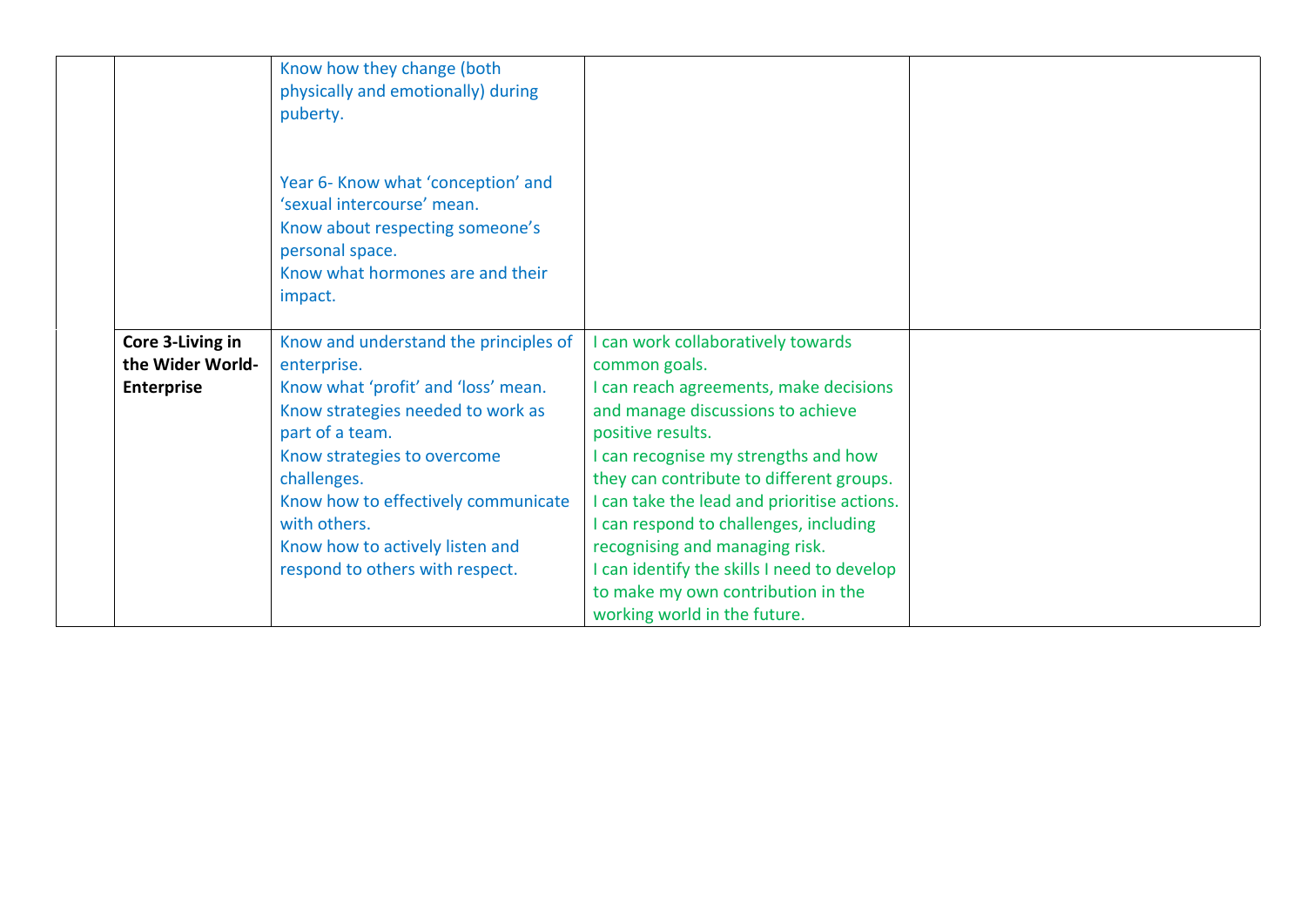| | | | | |
|---|---|---|---|---|
| | | Know how they change (both physically and emotionally) during puberty.<br><br>Year 6- Know what 'conception' and 'sexual intercourse' mean.<br>Know about respecting someone's personal space.<br>Know what hormones are and their impact. | | |
| | **Core 3-Living in the Wider World-Enterprise** | Know and understand the principles of enterprise.<br>Know what 'profit' and 'loss' mean.<br>Know strategies needed to work as part of a team.<br>Know strategies to overcome challenges.<br>Know how to effectively communicate with others.<br>Know how to actively listen and respond to others with respect. | I can work collaboratively towards common goals.<br>I can reach agreements, make decisions and manage discussions to achieve positive results.<br>I can recognise my strengths and how they can contribute to different groups.<br>I can take the lead and prioritise actions.<br>I can respond to challenges, including recognising and managing risk.<br>I can identify the skills I need to develop to make my own contribution in the working world in the future. | |